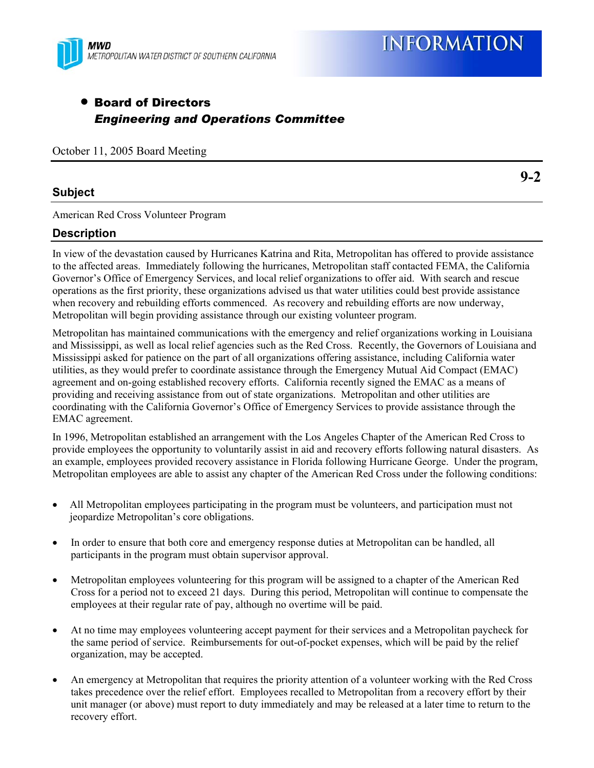MWD
METROPOLITAN WATER DISTRICT OF SOUTHERN CALIFORNIA

# INFORMATION

- **Board of Directors**
  ***Engineering and Operations Committee***

October 11, 2005 Board Meeting

**9-2**

## Subject

American Red Cross Volunteer Program

## Description

In view of the devastation caused by Hurricanes Katrina and Rita, Metropolitan has offered to provide assistance to the affected areas. Immediately following the hurricanes, Metropolitan staff contacted FEMA, the California Governor's Office of Emergency Services, and local relief organizations to offer aid. With search and rescue operations as the first priority, these organizations advised us that water utilities could best provide assistance when recovery and rebuilding efforts commenced. As recovery and rebuilding efforts are now underway, Metropolitan will begin providing assistance through our existing volunteer program.

Metropolitan has maintained communications with the emergency and relief organizations working in Louisiana and Mississippi, as well as local relief agencies such as the Red Cross. Recently, the Governors of Louisiana and Mississippi asked for patience on the part of all organizations offering assistance, including California water utilities, as they would prefer to coordinate assistance through the Emergency Mutual Aid Compact (EMAC) agreement and on-going established recovery efforts. California recently signed the EMAC as a means of providing and receiving assistance from out of state organizations. Metropolitan and other utilities are coordinating with the California Governor's Office of Emergency Services to provide assistance through the EMAC agreement.

In 1996, Metropolitan established an arrangement with the Los Angeles Chapter of the American Red Cross to provide employees the opportunity to voluntarily assist in aid and recovery efforts following natural disasters. As an example, employees provided recovery assistance in Florida following Hurricane George. Under the program, Metropolitan employees are able to assist any chapter of the American Red Cross under the following conditions:

- All Metropolitan employees participating in the program must be volunteers, and participation must not jeopardize Metropolitan's core obligations.
- In order to ensure that both core and emergency response duties at Metropolitan can be handled, all participants in the program must obtain supervisor approval.
- Metropolitan employees volunteering for this program will be assigned to a chapter of the American Red Cross for a period not to exceed 21 days. During this period, Metropolitan will continue to compensate the employees at their regular rate of pay, although no overtime will be paid.
- At no time may employees volunteering accept payment for their services and a Metropolitan paycheck for the same period of service. Reimbursements for out-of-pocket expenses, which will be paid by the relief organization, may be accepted.
- An emergency at Metropolitan that requires the priority attention of a volunteer working with the Red Cross takes precedence over the relief effort. Employees recalled to Metropolitan from a recovery effort by their unit manager (or above) must report to duty immediately and may be released at a later time to return to the recovery effort.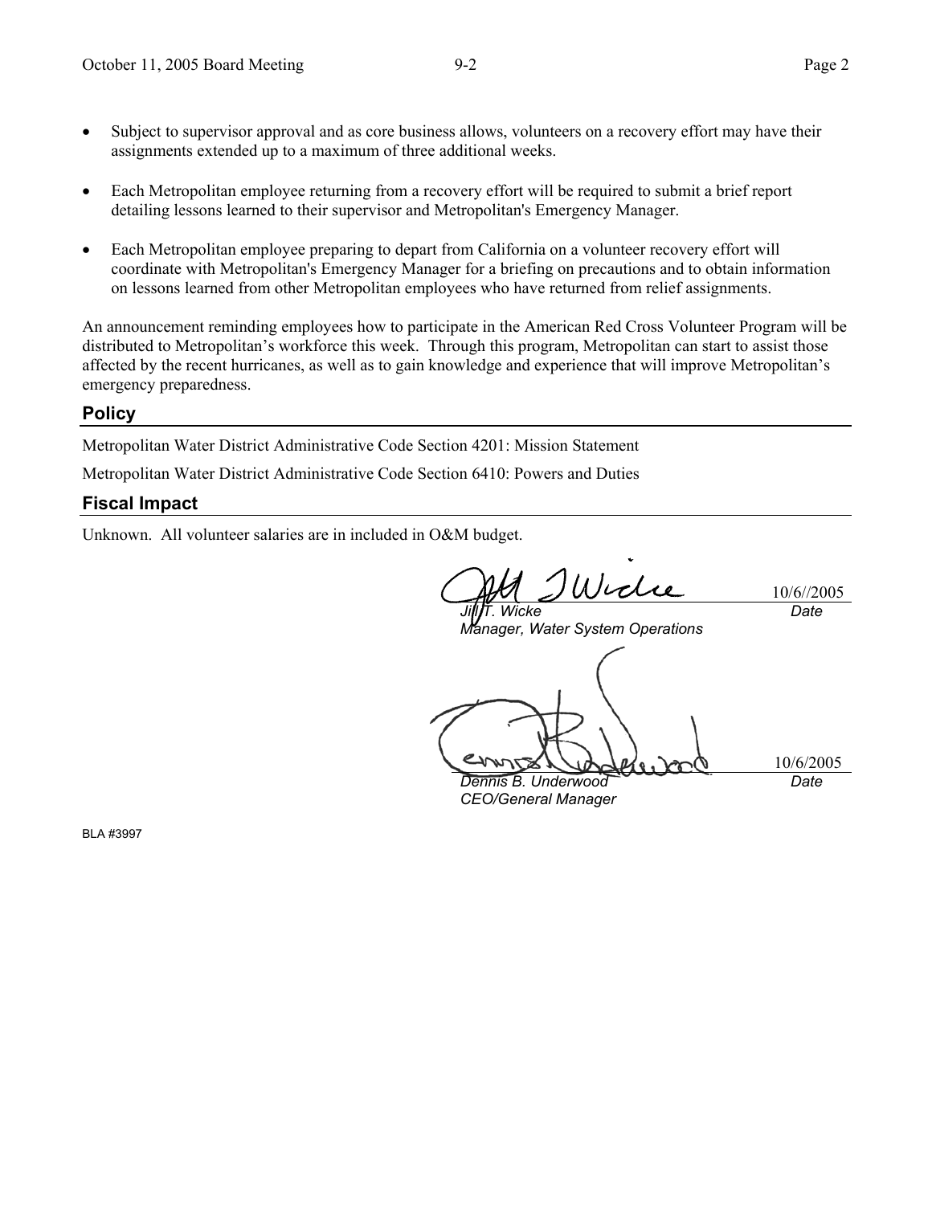- Subject to supervisor approval and as core business allows, volunteers on a recovery effort may have their assignments extended up to a maximum of three additional weeks.

- Each Metropolitan employee returning from a recovery effort will be required to submit a brief report detailing lessons learned to their supervisor and Metropolitan's Emergency Manager.

- Each Metropolitan employee preparing to depart from California on a volunteer recovery effort will coordinate with Metropolitan's Emergency Manager for a briefing on precautions and to obtain information on lessons learned from other Metropolitan employees who have returned from relief assignments.

An announcement reminding employees how to participate in the American Red Cross Volunteer Program will be distributed to Metropolitan's workforce this week. Through this program, Metropolitan can start to assist those affected by the recent hurricanes, as well as to gain knowledge and experience that will improve Metropolitan's emergency preparedness.

## Policy

Metropolitan Water District Administrative Code Section 4201: Mission Statement

Metropolitan Water District Administrative Code Section 6410: Powers and Duties

## Fiscal Impact

Unknown. All volunteer salaries are in included in O&M budget.

| | |
|---|---|
| *Jill T. Wicke* | 10/6//2005 |
| *Manager, Water System Operations* | *Date* |

| | |
|---|---|
| *Dennis B. Underwood* | 10/6/2005 |
| *CEO/General Manager* | *Date* |

BLA #3997